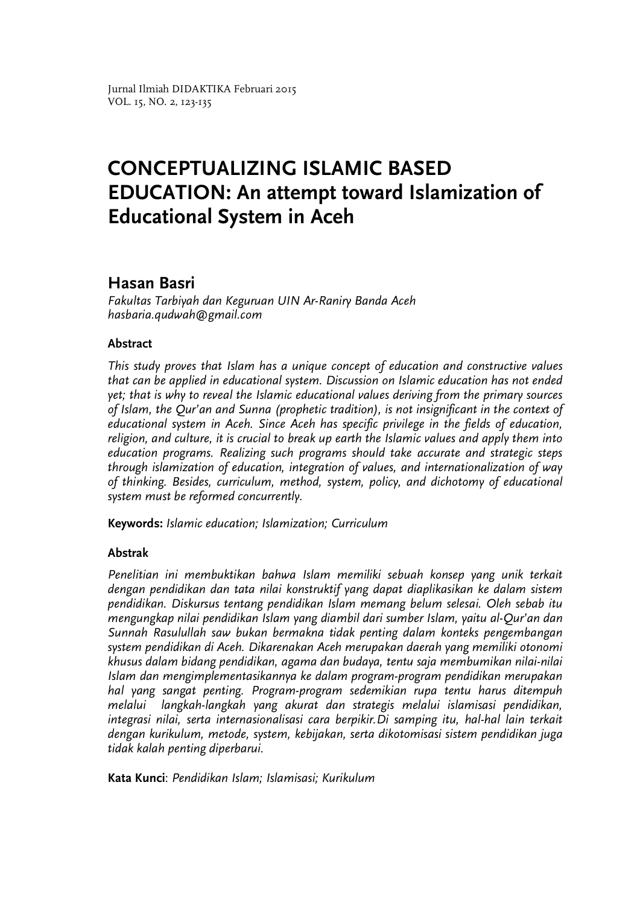# CONCEPTUALIZING ISLAMIC BASED EDUCATION: An attempt toward Islamization of Educational System in Aceh

## Hasan Basri

*Fakultas Tarbiyah dan Keguruan UIN Ar-Raniry Banda Aceh*
*hasbaria.qudwah@gmail.com*

### Abstract

*This study proves that Islam has a unique concept of education and constructive values that can be applied in educational system. Discussion on Islamic education has not ended yet; that is why to reveal the Islamic educational values deriving from the primary sources of Islam, the Qur'an and Sunna (prophetic tradition), is not insignificant in the context of educational system in Aceh. Since Aceh has specific privilege in the fields of education, religion, and culture, it is crucial to break up earth the Islamic values and apply them into education programs. Realizing such programs should take accurate and strategic steps through islamization of education, integration of values, and internationalization of way of thinking. Besides, curriculum, method, system, policy, and dichotomy of educational system must be reformed concurrently.*

**Keywords:** *Islamic education; Islamization; Curriculum*

### Abstrak

*Penelitian ini membuktikan bahwa Islam memiliki sebuah konsep yang unik terkait dengan pendidikan dan tata nilai konstruktif yang dapat diaplikasikan ke dalam sistem pendidikan. Diskursus tentang pendidikan Islam memang belum selesai. Oleh sebab itu mengungkap nilai pendidikan Islam yang diambil dari sumber Islam, yaitu al-Qur'an dan Sunnah Rasulullah saw bukan bermakna tidak penting dalam konteks pengembangan system pendidikan di Aceh. Dikarenakan Aceh merupakan daerah yang memiliki otonomi khusus dalam bidang pendidikan, agama dan budaya, tentu saja membumikan nilai-nilai Islam dan mengimplementasikannya ke dalam program-program pendidikan merupakan hal yang sangat penting. Program-program sedemikian rupa tentu harus ditempuh melalui langkah-langkah yang akurat dan strategis melalui islamisasi pendidikan, integrasi nilai, serta internasionalisasi cara berpikir.Di samping itu, hal-hal lain terkait dengan kurikulum, metode, system, kebijakan, serta dikotomisasi sistem pendidikan juga tidak kalah penting diperbarui.*

**Kata Kunci**: *Pendidikan Islam; Islamisasi; Kurikulum*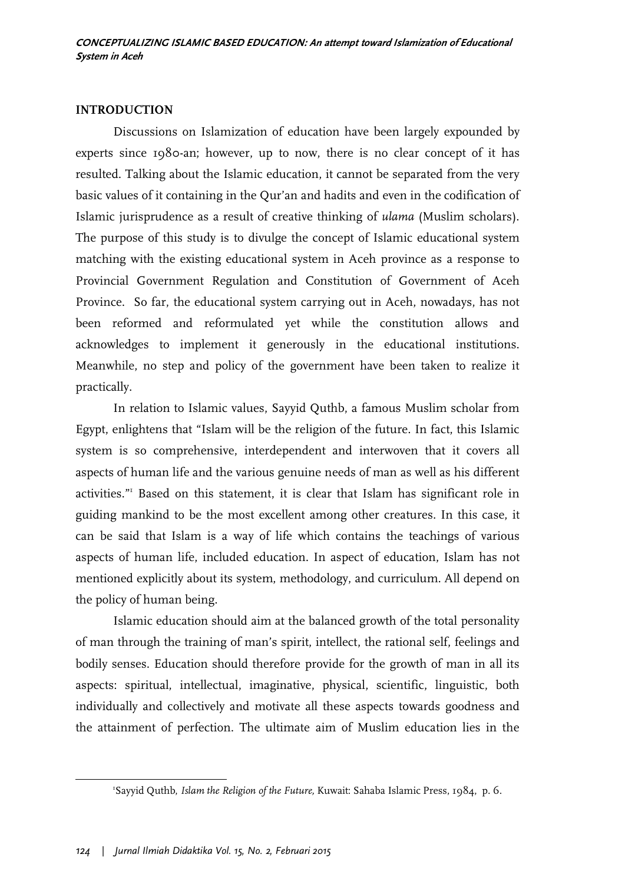## INTRODUCTION

Discussions on Islamization of education have been largely expounded by experts since 1980-an; however, up to now, there is no clear concept of it has resulted. Talking about the Islamic education, it cannot be separated from the very basic values of it containing in the Qur'an and hadits and even in the codification of Islamic jurisprudence as a result of creative thinking of *ulama* (Muslim scholars). The purpose of this study is to divulge the concept of Islamic educational system matching with the existing educational system in Aceh province as a response to Provincial Government Regulation and Constitution of Government of Aceh Province. So far, the educational system carrying out in Aceh, nowadays, has not been reformed and reformulated yet while the constitution allows and acknowledges to implement it generously in the educational institutions. Meanwhile, no step and policy of the government have been taken to realize it practically.

In relation to Islamic values, Sayyid Quthb, a famous Muslim scholar from Egypt, enlightens that "Islam will be the religion of the future. In fact, this Islamic system is so comprehensive, interdependent and interwoven that it covers all aspects of human life and the various genuine needs of man as well as his different activities."[1] Based on this statement, it is clear that Islam has significant role in guiding mankind to be the most excellent among other creatures. In this case, it can be said that Islam is a way of life which contains the teachings of various aspects of human life, included education. In aspect of education, Islam has not mentioned explicitly about its system, methodology, and curriculum. All depend on the policy of human being.

Islamic education should aim at the balanced growth of the total personality of man through the training of man's spirit, intellect, the rational self, feelings and bodily senses. Education should therefore provide for the growth of man in all its aspects: spiritual, intellectual, imaginative, physical, scientific, linguistic, both individually and collectively and motivate all these aspects towards goodness and the attainment of perfection. The ultimate aim of Muslim education lies in the

[1] Sayyid Quthb, *Islam the Religion of the Future,* Kuwait: Sahaba Islamic Press, 1984, p. 6.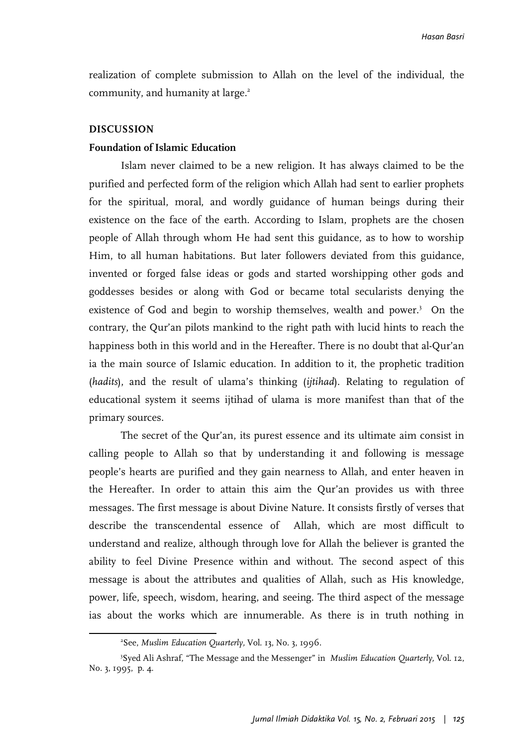realization of complete submission to Allah on the level of the individual, the community, and humanity at large.[2]

## DISCUSSION

### Foundation of Islamic Education

Islam never claimed to be a new religion. It has always claimed to be the purified and perfected form of the religion which Allah had sent to earlier prophets for the spiritual, moral, and wordly guidance of human beings during their existence on the face of the earth. According to Islam, prophets are the chosen people of Allah through whom He had sent this guidance, as to how to worship Him, to all human habitations. But later followers deviated from this guidance, invented or forged false ideas or gods and started worshipping other gods and goddesses besides or along with God or became total secularists denying the existence of God and begin to worship themselves, wealth and power.[3] On the contrary, the Qur'an pilots mankind to the right path with lucid hints to reach the happiness both in this world and in the Hereafter. There is no doubt that al-Qur'an ia the main source of Islamic education. In addition to it, the prophetic tradition (*hadits*), and the result of ulama's thinking (*ijtihad*). Relating to regulation of educational system it seems ijtihad of ulama is more manifest than that of the primary sources.

The secret of the Qur'an, its purest essence and its ultimate aim consist in calling people to Allah so that by understanding it and following is message people's hearts are purified and they gain nearness to Allah, and enter heaven in the Hereafter. In order to attain this aim the Qur'an provides us with three messages. The first message is about Divine Nature. It consists firstly of verses that describe the transcendental essence of Allah, which are most difficult to understand and realize, although through love for Allah the believer is granted the ability to feel Divine Presence within and without. The second aspect of this message is about the attributes and qualities of Allah, such as His knowledge, power, life, speech, wisdom, hearing, and seeing. The third aspect of the message ias about the works which are innumerable. As there is in truth nothing in

---

[2]See, *Muslim Education Quarterly*, Vol. 13, No. 3, 1996.

[3]Syed Ali Ashraf, "The Message and the Messenger" in *Muslim Education Quarterly*, Vol. 12, No. 3, 1995, p. 4.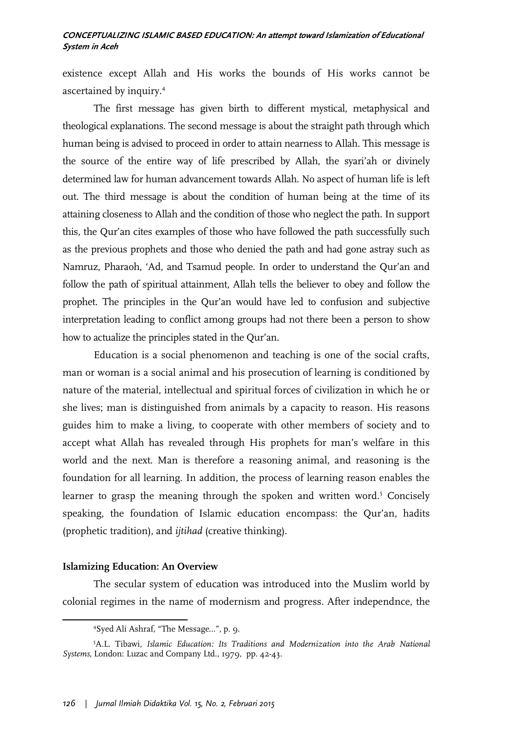existence except Allah and His works the bounds of His works cannot be ascertained by inquiry.[4]

The first message has given birth to different mystical, metaphysical and theological explanations. The second message is about the straight path through which human being is advised to proceed in order to attain nearness to Allah. This message is the source of the entire way of life prescribed by Allah, the syari'ah or divinely determined law for human advancement towards Allah. No aspect of human life is left out. The third message is about the condition of human being at the time of its attaining closeness to Allah and the condition of those who neglect the path. In support this, the Qur'an cites examples of those who have followed the path successfully such as the previous prophets and those who denied the path and had gone astray such as Namruz, Pharaoh, 'Ad, and Tsamud people. In order to understand the Qur'an and follow the path of spiritual attainment, Allah tells the believer to obey and follow the prophet. The principles in the Qur'an would have led to confusion and subjective interpretation leading to conflict among groups had not there been a person to show how to actualize the principles stated in the Qur'an.

Education is a social phenomenon and teaching is one of the social crafts, man or woman is a social animal and his prosecution of learning is conditioned by nature of the material, intellectual and spiritual forces of civilization in which he or she lives; man is distinguished from animals by a capacity to reason. His reasons guides him to make a living, to cooperate with other members of society and to accept what Allah has revealed through His prophets for man's welfare in this world and the next. Man is therefore a reasoning animal, and reasoning is the foundation for all learning. In addition, the process of learning reason enables the learner to grasp the meaning through the spoken and written word.[5] Concisely speaking, the foundation of Islamic education encompass: the Qur'an, hadits (prophetic tradition), and *ijtihad* (creative thinking).

**Islamizing Education: An Overview**

The secular system of education was introduced into the Muslim world by colonial regimes in the name of modernism and progress. After independnce, the

---

[4]Syed Ali Ashraf, "The Message...", p. 9.

[5]A.L. Tibawi, *Islamic Education: Its Traditions and Modernization into the Arab National Systems,* London: Luzac and Company Ltd., 1979, pp. 42-43.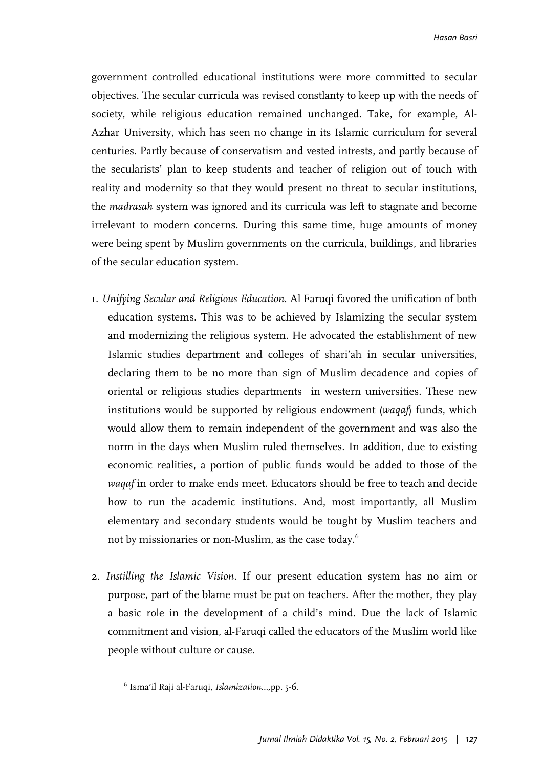government controlled educational institutions were more committed to secular objectives. The secular curricula was revised constlanty to keep up with the needs of society, while religious education remained unchanged. Take, for example, Al-Azhar University, which has seen no change in its Islamic curriculum for several centuries. Partly because of conservatism and vested intrests, and partly because of the secularists' plan to keep students and teacher of religion out of touch with reality and modernity so that they would present no threat to secular institutions, the *madrasah* system was ignored and its curricula was left to stagnate and become irrelevant to modern concerns. During this same time, huge amounts of money were being spent by Muslim governments on the curricula, buildings, and libraries of the secular education system.

1. *Unifying Secular and Religious Education*. Al Faruqi favored the unification of both education systems. This was to be achieved by Islamizing the secular system and modernizing the religious system. He advocated the establishment of new Islamic studies department and colleges of shari'ah in secular universities, declaring them to be no more than sign of Muslim decadence and copies of oriental or religious studies departments in western universities. These new institutions would be supported by religious endowment (*waqaf*) funds, which would allow them to remain independent of the government and was also the norm in the days when Muslim ruled themselves. In addition, due to existing economic realities, a portion of public funds would be added to those of the *waqaf* in order to make ends meet. Educators should be free to teach and decide how to run the academic institutions. And, most importantly, all Muslim elementary and secondary students would be tought by Muslim teachers and not by missionaries or non-Muslim, as the case today.[6]

2. *Instilling the Islamic Vision*. If our present education system has no aim or purpose, part of the blame must be put on teachers. After the mother, they play a basic role in the development of a child's mind. Due the lack of Islamic commitment and vision, al-Faruqi called the educators of the Muslim world like people without culture or cause.

[6] Isma'il Raji al-Faruqi, *Islamization...*,pp. 5-6.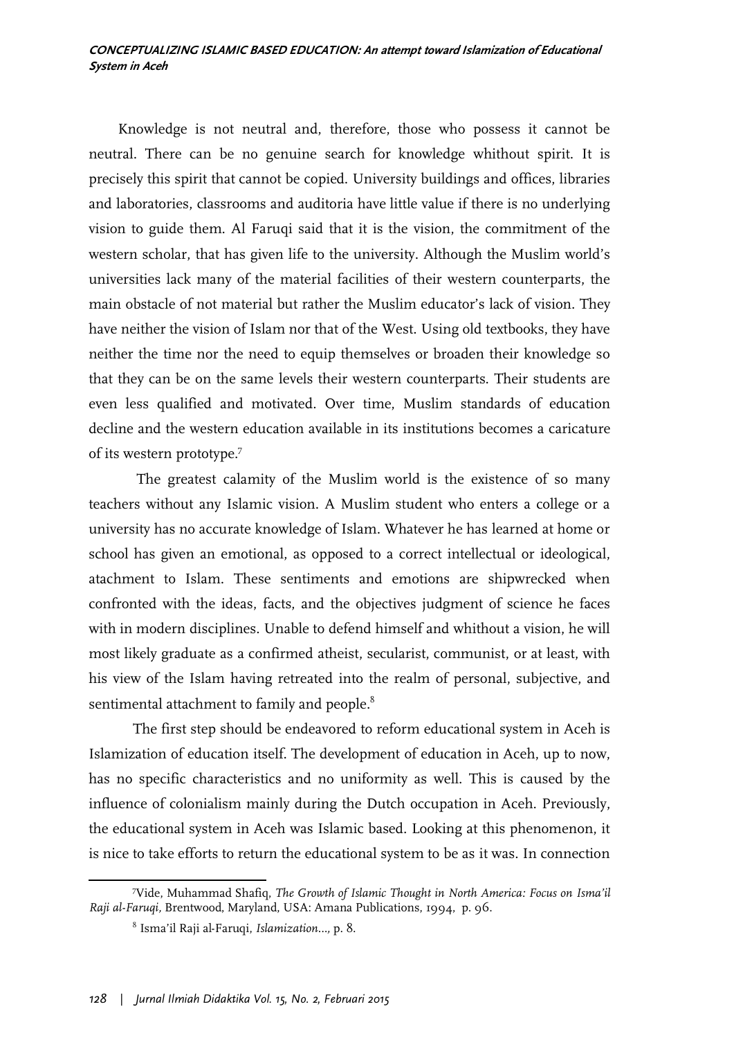Knowledge is not neutral and, therefore, those who possess it cannot be neutral. There can be no genuine search for knowledge whithout spirit. It is precisely this spirit that cannot be copied. University buildings and offices, libraries and laboratories, classrooms and auditoria have little value if there is no underlying vision to guide them. Al Faruqi said that it is the vision, the commitment of the western scholar, that has given life to the university. Although the Muslim world's universities lack many of the material facilities of their western counterparts, the main obstacle of not material but rather the Muslim educator's lack of vision. They have neither the vision of Islam nor that of the West. Using old textbooks, they have neither the time nor the need to equip themselves or broaden their knowledge so that they can be on the same levels their western counterparts. Their students are even less qualified and motivated. Over time, Muslim standards of education decline and the western education available in its institutions becomes a caricature of its western prototype.[7]

The greatest calamity of the Muslim world is the existence of so many teachers without any Islamic vision. A Muslim student who enters a college or a university has no accurate knowledge of Islam. Whatever he has learned at home or school has given an emotional, as opposed to a correct intellectual or ideological, atachment to Islam. These sentiments and emotions are shipwrecked when confronted with the ideas, facts, and the objectives judgment of science he faces with in modern disciplines. Unable to defend himself and whithout a vision, he will most likely graduate as a confirmed atheist, secularist, communist, or at least, with his view of the Islam having retreated into the realm of personal, subjective, and sentimental attachment to family and people.[8]

The first step should be endeavored to reform educational system in Aceh is Islamization of education itself. The development of education in Aceh, up to now, has no specific characteristics and no uniformity as well. This is caused by the influence of colonialism mainly during the Dutch occupation in Aceh. Previously, the educational system in Aceh was Islamic based. Looking at this phenomenon, it is nice to take efforts to return the educational system to be as it was. In connection

---

[7] Vide, Muhammad Shafiq, *The Growth of Islamic Thought in North America: Focus on Isma'il Raji al-Faruqi*, Brentwood, Maryland, USA: Amana Publications, 1994, p. 96.

[8] Isma'il Raji al-Faruqi, *Islamization...*, p. 8.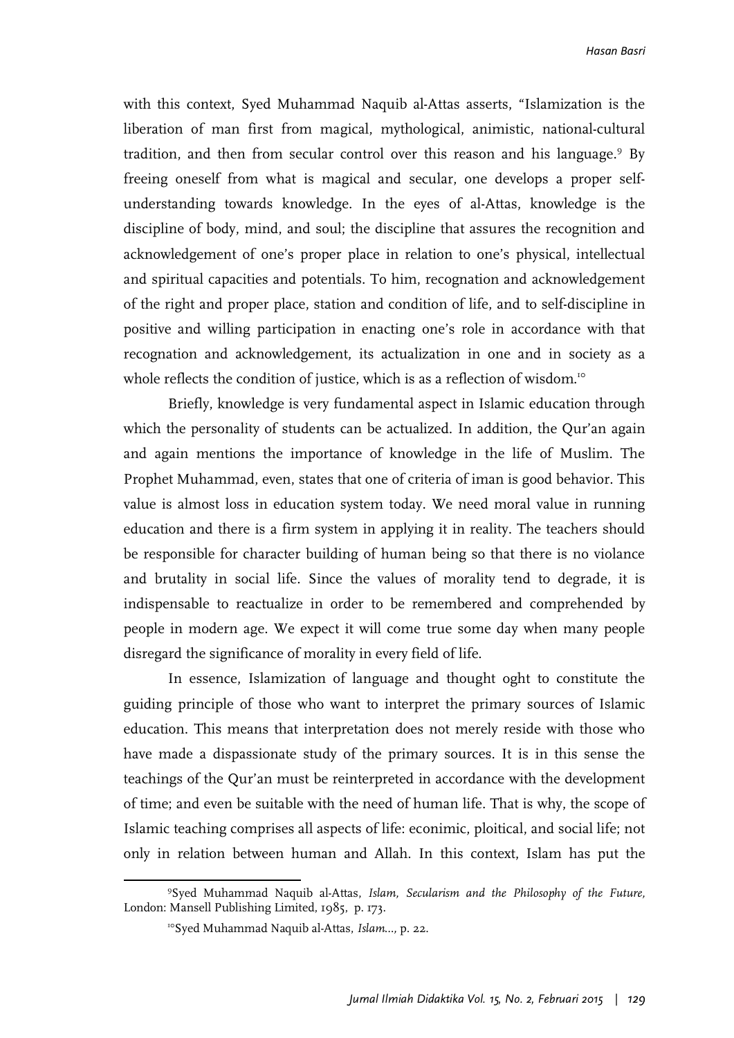with this context, Syed Muhammad Naquib al-Attas asserts, "Islamization is the liberation of man first from magical, mythological, animistic, national-cultural tradition, and then from secular control over this reason and his language.[9] By freeing oneself from what is magical and secular, one develops a proper self-understanding towards knowledge. In the eyes of al-Attas, knowledge is the discipline of body, mind, and soul; the discipline that assures the recognition and acknowledgement of one's proper place in relation to one's physical, intellectual and spiritual capacities and potentials. To him, recognation and acknowledgement of the right and proper place, station and condition of life, and to self-discipline in positive and willing participation in enacting one's role in accordance with that recognation and acknowledgement, its actualization in one and in society as a whole reflects the condition of justice, which is as a reflection of wisdom.[10]

Briefly, knowledge is very fundamental aspect in Islamic education through which the personality of students can be actualized. In addition, the Qur'an again and again mentions the importance of knowledge in the life of Muslim. The Prophet Muhammad, even, states that one of criteria of iman is good behavior. This value is almost loss in education system today. We need moral value in running education and there is a firm system in applying it in reality. The teachers should be responsible for character building of human being so that there is no violance and brutality in social life. Since the values of morality tend to degrade, it is indispensable to reactualize in order to be remembered and comprehended by people in modern age. We expect it will come true some day when many people disregard the significance of morality in every field of life.

In essence, Islamization of language and thought oght to constitute the guiding principle of those who want to interpret the primary sources of Islamic education. This means that interpretation does not merely reside with those who have made a dispassionate study of the primary sources. It is in this sense the teachings of the Qur'an must be reinterpreted in accordance with the development of time; and even be suitable with the need of human life. That is why, the scope of Islamic teaching comprises all aspects of life: econimic, ploitical, and social life; not only in relation between human and Allah. In this context, Islam has put the

---

[9]Syed Muhammad Naquib al-Attas, *Islam, Secularism and the Philosophy of the Future,* London: Mansell Publishing Limited, 1985, p. 173.

[10]Syed Muhammad Naquib al-Attas, *Islam...,* p. 22.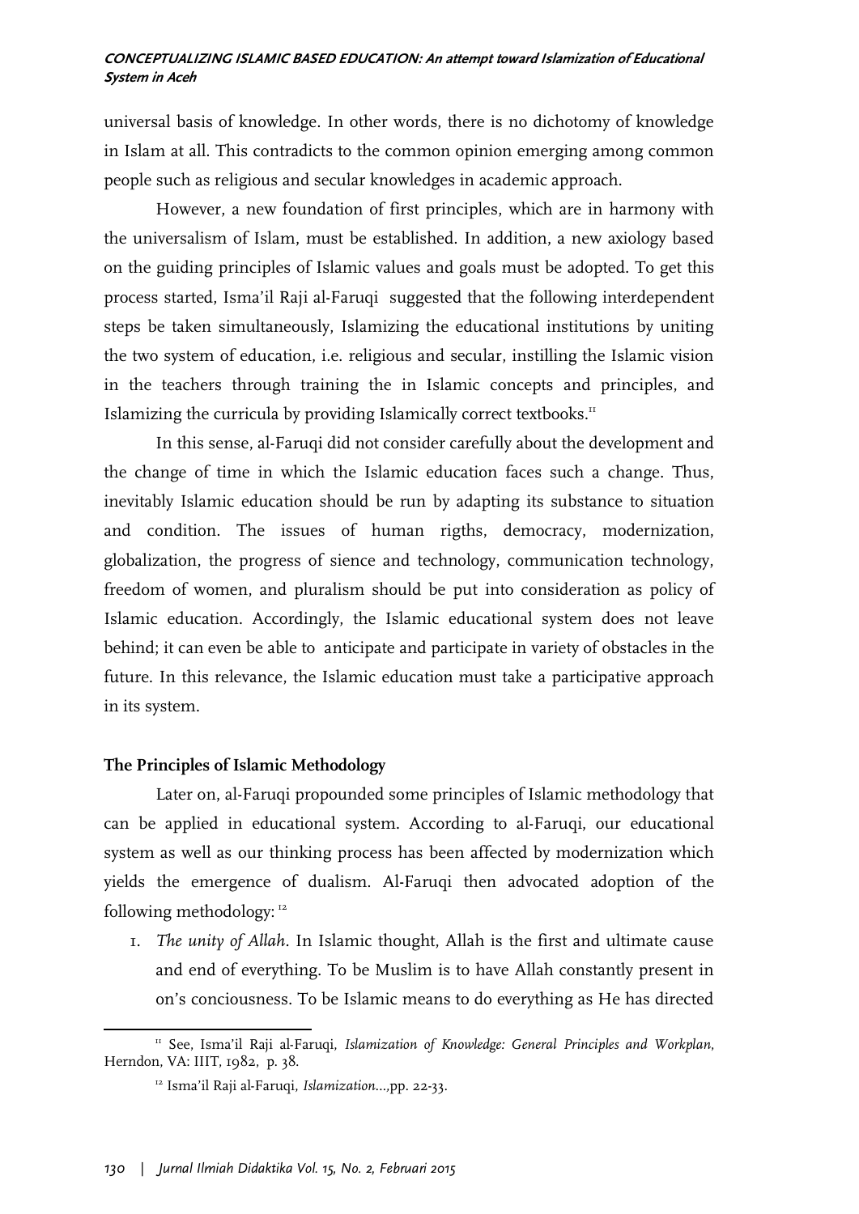universal basis of knowledge. In other words, there is no dichotomy of knowledge in Islam at all. This contradicts to the common opinion emerging among common people such as religious and secular knowledges in academic approach.

However, a new foundation of first principles, which are in harmony with the universalism of Islam, must be established. In addition, a new axiology based on the guiding principles of Islamic values and goals must be adopted. To get this process started, Isma'il Raji al-Faruqi suggested that the following interdependent steps be taken simultaneously, Islamizing the educational institutions by uniting the two system of education, i.e. religious and secular, instilling the Islamic vision in the teachers through training the in Islamic concepts and principles, and Islamizing the curricula by providing Islamically correct textbooks.[11]

In this sense, al-Faruqi did not consider carefully about the development and the change of time in which the Islamic education faces such a change. Thus, inevitably Islamic education should be run by adapting its substance to situation and condition. The issues of human rigths, democracy, modernization, globalization, the progress of sience and technology, communication technology, freedom of women, and pluralism should be put into consideration as policy of Islamic education. Accordingly, the Islamic educational system does not leave behind; it can even be able to anticipate and participate in variety of obstacles in the future. In this relevance, the Islamic education must take a participative approach in its system.

**The Principles of Islamic Methodology**

Later on, al-Faruqi propounded some principles of Islamic methodology that can be applied in educational system. According to al-Faruqi, our educational system as well as our thinking process has been affected by modernization which yields the emergence of dualism. Al-Faruqi then advocated adoption of the following methodology: [12]

1. *The unity of Allah*. In Islamic thought, Allah is the first and ultimate cause and end of everything. To be Muslim is to have Allah constantly present in on's conciousness. To be Islamic means to do everything as He has directed

---

[11] See, Isma'il Raji al-Faruqi, *Islamization of Knowledge: General Principles and Workplan*, Herndon, VA: IIIT, 1982, p. 38.

[12] Isma'il Raji al-Faruqi, *Islamization...*,pp. 22-33.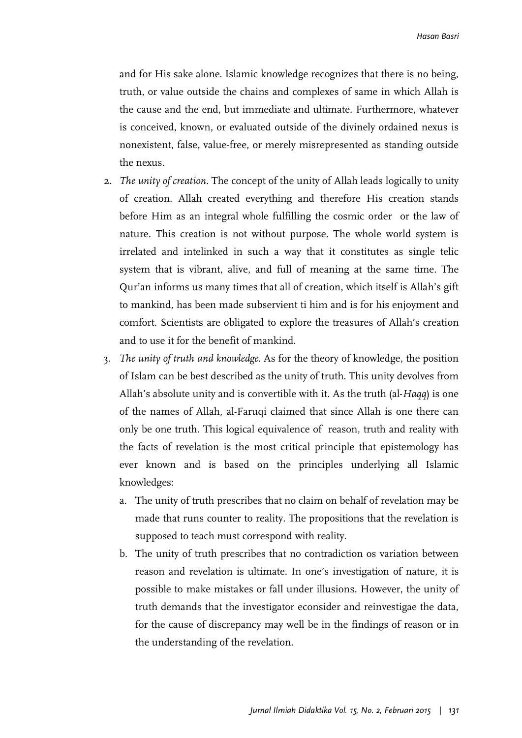and for His sake alone. Islamic knowledge recognizes that there is no being, truth, or value outside the chains and complexes of same in which Allah is the cause and the end, but immediate and ultimate. Furthermore, whatever is conceived, known, or evaluated outside of the divinely ordained nexus is nonexistent, false, value-free, or merely misrepresented as standing outside the nexus.

2. *The unity of creation*. The concept of the unity of Allah leads logically to unity of creation. Allah created everything and therefore His creation stands before Him as an integral whole fulfilling the cosmic order or the law of nature. This creation is not without purpose. The whole world system is irrelated and intelinked in such a way that it constitutes as single telic system that is vibrant, alive, and full of meaning at the same time. The Qur'an informs us many times that all of creation, which itself is Allah's gift to mankind, has been made subservient ti him and is for his enjoyment and comfort. Scientists are obligated to explore the treasures of Allah's creation and to use it for the benefit of mankind.

3. *The unity of truth and knowledge*. As for the theory of knowledge, the position of Islam can be best described as the unity of truth. This unity devolves from Allah's absolute unity and is convertible with it. As the truth (al-*Haqq*) is one of the names of Allah, al-Faruqi claimed that since Allah is one there can only be one truth. This logical equivalence of reason, truth and reality with the facts of revelation is the most critical principle that epistemology has ever known and is based on the principles underlying all Islamic knowledges:

   a. The unity of truth prescribes that no claim on behalf of revelation may be made that runs counter to reality. The propositions that the revelation is supposed to teach must correspond with reality.

   b. The unity of truth prescribes that no contradiction os variation between reason and revelation is ultimate. In one's investigation of nature, it is possible to make mistakes or fall under illusions. However, the unity of truth demands that the investigator econsider and reinvestigae the data, for the cause of discrepancy may well be in the findings of reason or in the understanding of the revelation.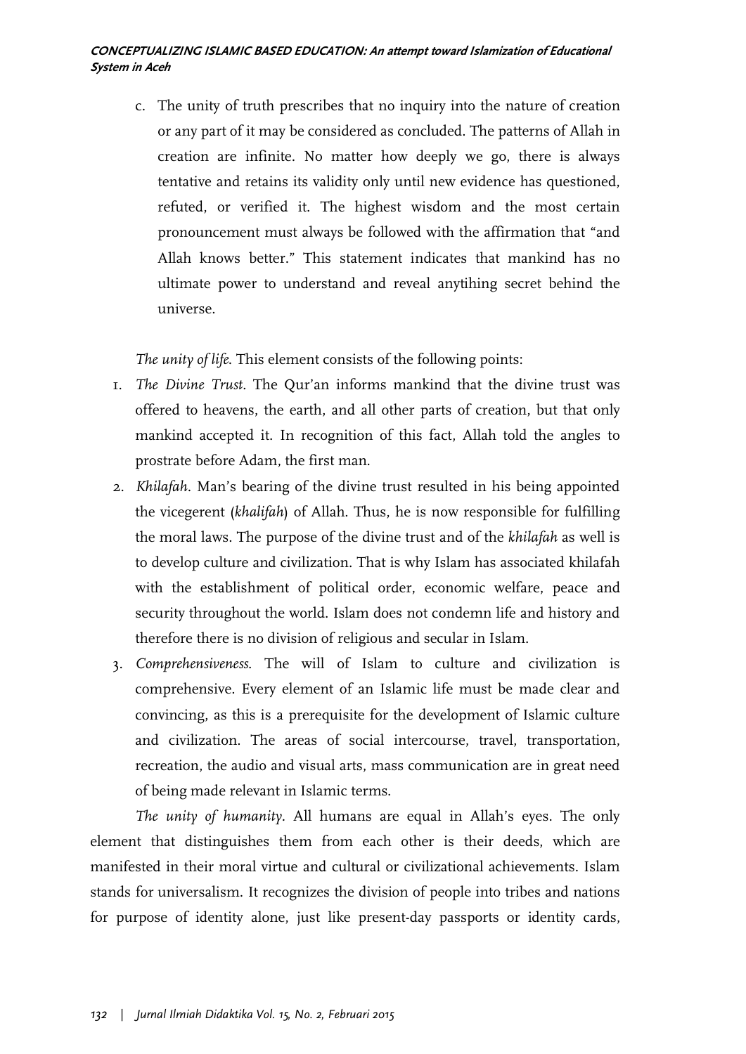c. The unity of truth prescribes that no inquiry into the nature of creation or any part of it may be considered as concluded. The patterns of Allah in creation are infinite. No matter how deeply we go, there is always tentative and retains its validity only until new evidence has questioned, refuted, or verified it. The highest wisdom and the most certain pronouncement must always be followed with the affirmation that "and Allah knows better." This statement indicates that mankind has no ultimate power to understand and reveal anytihing secret behind the universe.

*The unity of life.* This element consists of the following points:

1. *The Divine Trust*. The Qur'an informs mankind that the divine trust was offered to heavens, the earth, and all other parts of creation, but that only mankind accepted it. In recognition of this fact, Allah told the angles to prostrate before Adam, the first man.
2. *Khilafah*. Man's bearing of the divine trust resulted in his being appointed the vicegerent (*khalifah*) of Allah. Thus, he is now responsible for fulfilling the moral laws. The purpose of the divine trust and of the *khilafah* as well is to develop culture and civilization. That is why Islam has associated khilafah with the establishment of political order, economic welfare, peace and security throughout the world. Islam does not condemn life and history and therefore there is no division of religious and secular in Islam.
3. *Comprehensiveness.* The will of Islam to culture and civilization is comprehensive. Every element of an Islamic life must be made clear and convincing, as this is a prerequisite for the development of Islamic culture and civilization. The areas of social intercourse, travel, transportation, recreation, the audio and visual arts, mass communication are in great need of being made relevant in Islamic terms.

*The unity of humanity*. All humans are equal in Allah's eyes. The only element that distinguishes them from each other is their deeds, which are manifested in their moral virtue and cultural or civilizational achievements. Islam stands for universalism. It recognizes the division of people into tribes and nations for purpose of identity alone, just like present-day passports or identity cards,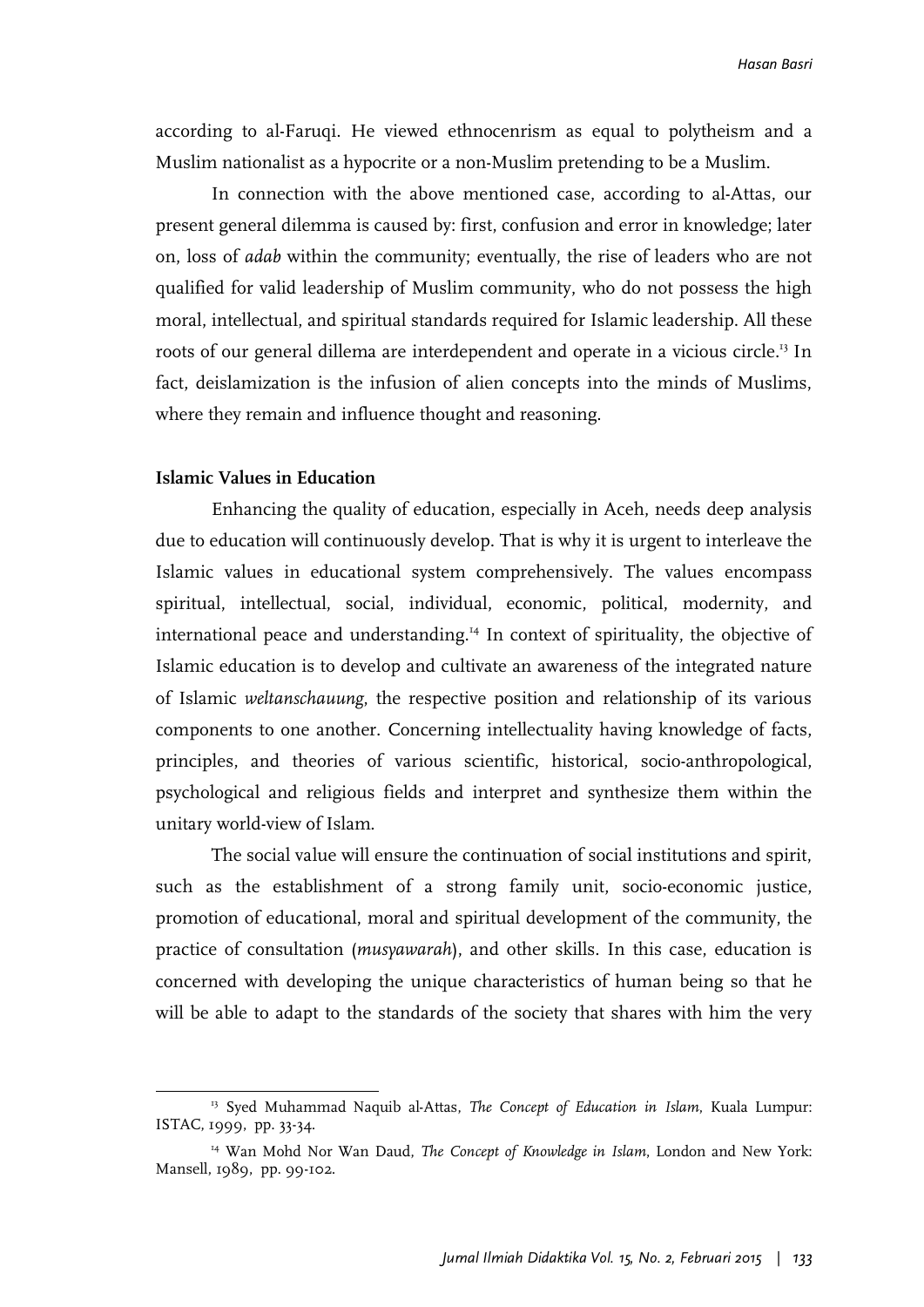according to al-Faruqi. He viewed ethnocenrism as equal to polytheism and a Muslim nationalist as a hypocrite or a non-Muslim pretending to be a Muslim.

In connection with the above mentioned case, according to al-Attas, our present general dilemma is caused by: first, confusion and error in knowledge; later on, loss of *adab* within the community; eventually, the rise of leaders who are not qualified for valid leadership of Muslim community, who do not possess the high moral, intellectual, and spiritual standards required for Islamic leadership. All these roots of our general dillema are interdependent and operate in a vicious circle.[13] In fact, deislamization is the infusion of alien concepts into the minds of Muslims, where they remain and influence thought and reasoning.

**Islamic Values in Education**

Enhancing the quality of education, especially in Aceh, needs deep analysis due to education will continuously develop. That is why it is urgent to interleave the Islamic values in educational system comprehensively. The values encompass spiritual, intellectual, social, individual, economic, political, modernity, and international peace and understanding.[14] In context of spirituality, the objective of Islamic education is to develop and cultivate an awareness of the integrated nature of Islamic *weltanschauung*, the respective position and relationship of its various components to one another. Concerning intellectuality having knowledge of facts, principles, and theories of various scientific, historical, socio-anthropological, psychological and religious fields and interpret and synthesize them within the unitary world-view of Islam.

The social value will ensure the continuation of social institutions and spirit, such as the establishment of a strong family unit, socio-economic justice, promotion of educational, moral and spiritual development of the community, the practice of consultation (*musyawarah*), and other skills. In this case, education is concerned with developing the unique characteristics of human being so that he will be able to adapt to the standards of the society that shares with him the very

---

[13] Syed Muhammad Naquib al-Attas, *The Concept of Education in Islam*, Kuala Lumpur: ISTAC, 1999, pp. 33-34.

[14] Wan Mohd Nor Wan Daud, *The Concept of Knowledge in Islam*, London and New York: Mansell, 1989, pp. 99-102.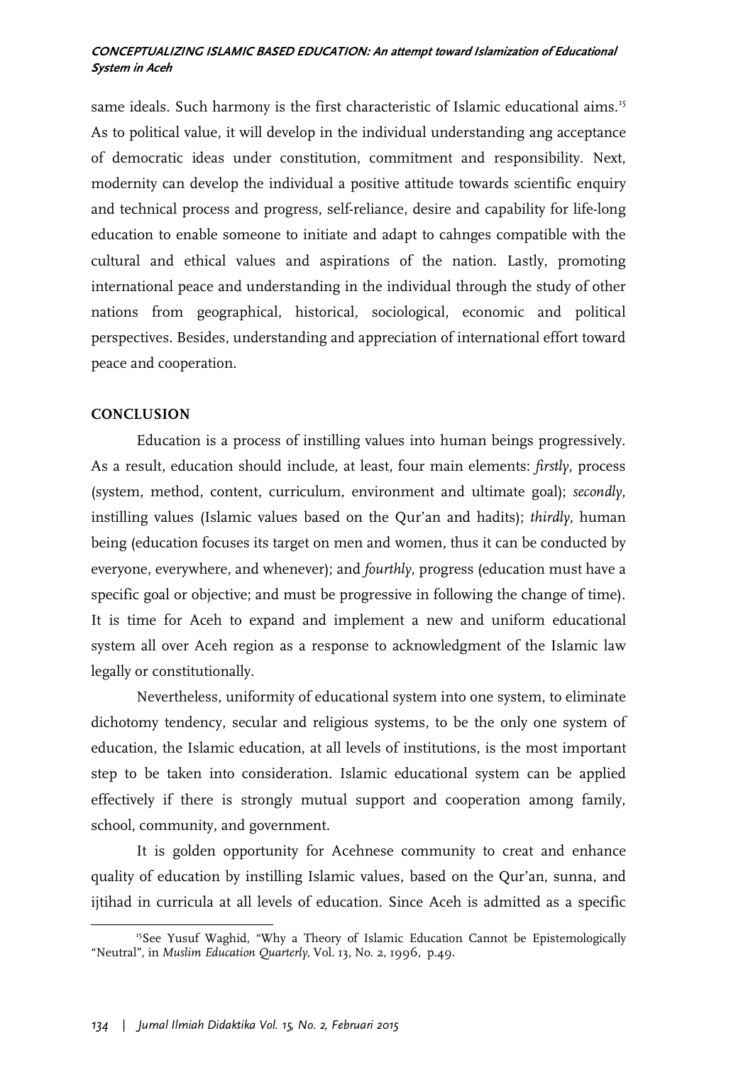same ideals. Such harmony is the first characteristic of Islamic educational aims.[15] As to political value, it will develop in the individual understanding ang acceptance of democratic ideas under constitution, commitment and responsibility. Next, modernity can develop the individual a positive attitude towards scientific enquiry and technical process and progress, self-reliance, desire and capability for life-long education to enable someone to initiate and adapt to cahnges compatible with the cultural and ethical values and aspirations of the nation. Lastly, promoting international peace and understanding in the individual through the study of other nations from geographical, historical, sociological, economic and political perspectives. Besides, understanding and appreciation of international effort toward peace and cooperation.

## CONCLUSION

Education is a process of instilling values into human beings progressively. As a result, education should include, at least, four main elements: *firstly*, process (system, method, content, curriculum, environment and ultimate goal); *secondly*, instilling values (Islamic values based on the Qur'an and hadits); *thirdly*, human being (education focuses its target on men and women, thus it can be conducted by everyone, everywhere, and whenever); and *fourthly*, progress (education must have a specific goal or objective; and must be progressive in following the change of time). It is time for Aceh to expand and implement a new and uniform educational system all over Aceh region as a response to acknowledgment of the Islamic law legally or constitutionally.

Nevertheless, uniformity of educational system into one system, to eliminate dichotomy tendency, secular and religious systems, to be the only one system of education, the Islamic education, at all levels of institutions, is the most important step to be taken into consideration. Islamic educational system can be applied effectively if there is strongly mutual support and cooperation among family, school, community, and government.

It is golden opportunity for Acehnese community to creat and enhance quality of education by instilling Islamic values, based on the Qur'an, sunna, and ijtihad in curricula at all levels of education. Since Aceh is admitted as a specific

---

[15]See Yusuf Waghid, "Why a Theory of Islamic Education Cannot be Epistemologically "Neutral", in *Muslim Education Quarterly*, Vol. 13, No. 2, 1996, p.49.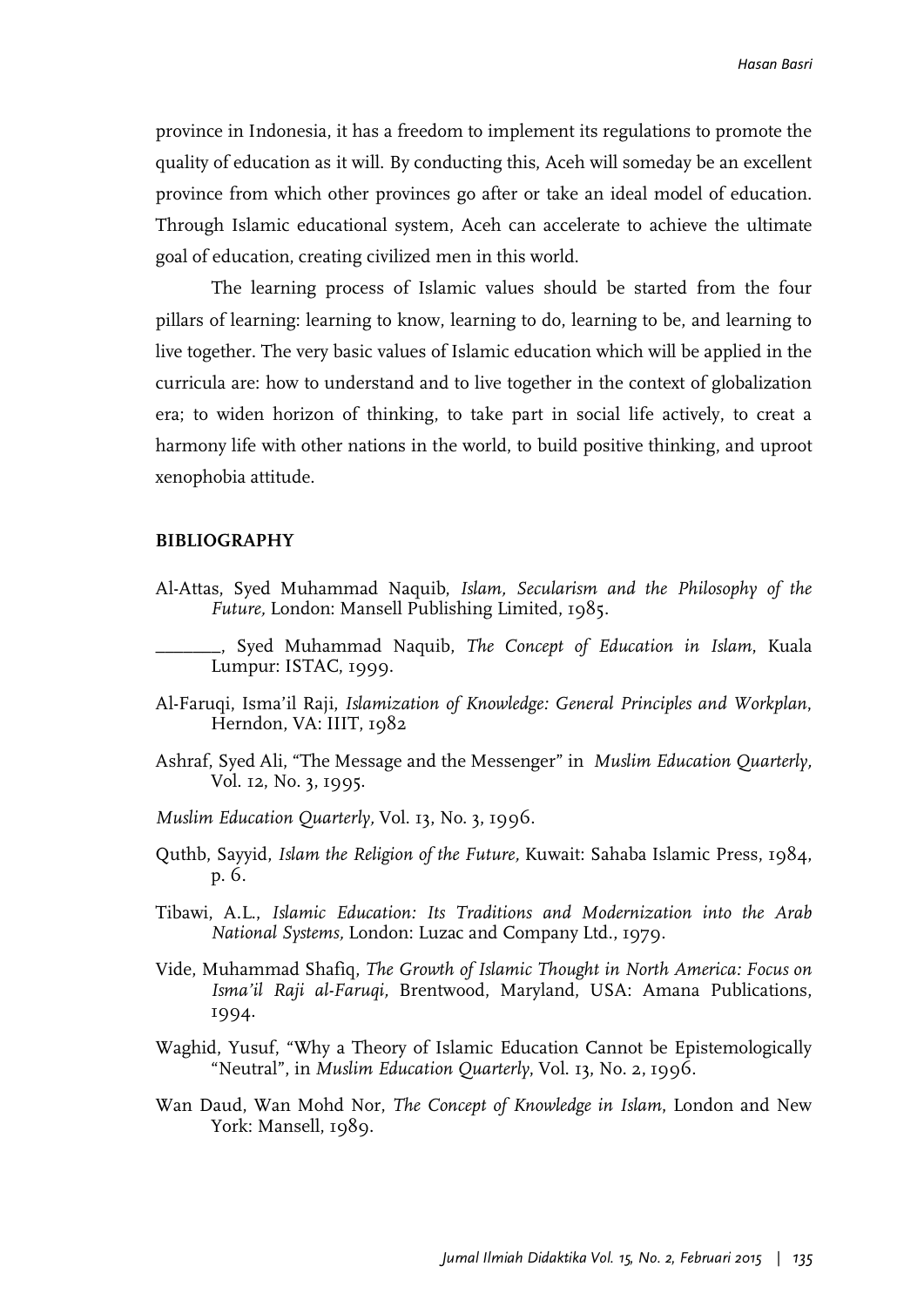province in Indonesia, it has a freedom to implement its regulations to promote the quality of education as it will. By conducting this, Aceh will someday be an excellent province from which other provinces go after or take an ideal model of education. Through Islamic educational system, Aceh can accelerate to achieve the ultimate goal of education, creating civilized men in this world.

The learning process of Islamic values should be started from the four pillars of learning: learning to know, learning to do, learning to be, and learning to live together. The very basic values of Islamic education which will be applied in the curricula are: how to understand and to live together in the context of globalization era; to widen horizon of thinking, to take part in social life actively, to creat a harmony life with other nations in the world, to build positive thinking, and uproot xenophobia attitude.

## BIBLIOGRAPHY

Al-Attas, Syed Muhammad Naquib, *Islam, Secularism and the Philosophy of the Future,* London: Mansell Publishing Limited, 1985.

_______, Syed Muhammad Naquib, *The Concept of Education in Islam*, Kuala Lumpur: ISTAC, 1999.

Al-Faruqi, Isma'il Raji, *Islamization of Knowledge: General Principles and Workplan*, Herndon, VA: IIIT, 1982

Ashraf, Syed Ali, "The Message and the Messenger" in *Muslim Education Quarterly,* Vol. 12, No. 3, 1995.

*Muslim Education Quarterly,* Vol. 13, No. 3, 1996.

Quthb, Sayyid, *Islam the Religion of the Future,* Kuwait: Sahaba Islamic Press, 1984, p. 6.

Tibawi, A.L., *Islamic Education: Its Traditions and Modernization into the Arab National Systems,* London: Luzac and Company Ltd., 1979.

Vide, Muhammad Shafiq, *The Growth of Islamic Thought in North America: Focus on Isma'il Raji al-Faruqi,* Brentwood, Maryland, USA: Amana Publications, 1994.

Waghid, Yusuf, "Why a Theory of Islamic Education Cannot be Epistemologically "Neutral", in *Muslim Education Quarterly*, Vol. 13, No. 2, 1996.

Wan Daud, Wan Mohd Nor, *The Concept of Knowledge in Islam*, London and New York: Mansell, 1989.